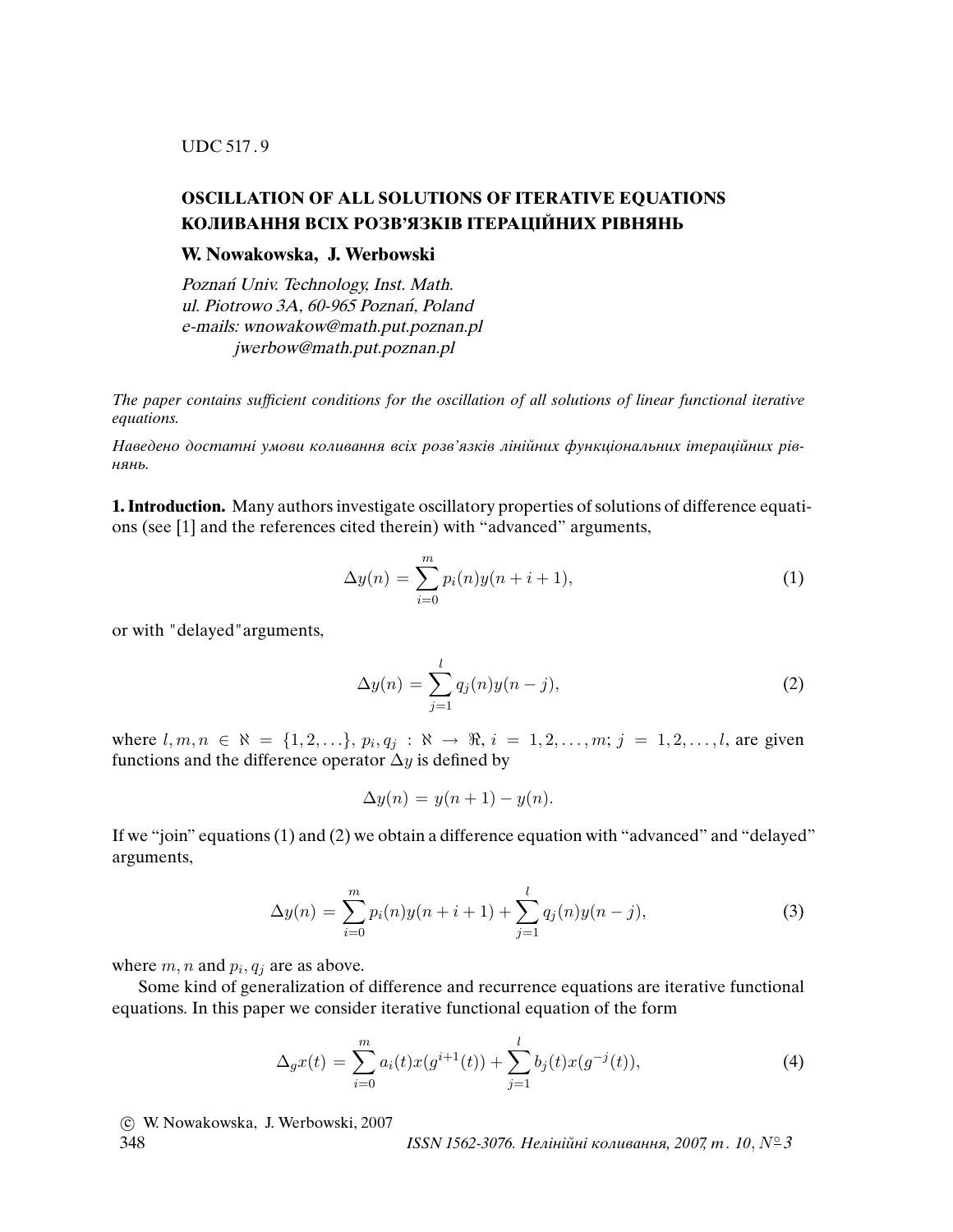UDC 517.9

# OSCILLATION OF ALL SOLUTIONS OF ITERATIVE EQUATIONS
# КОЛИВАННЯ ВСІХ РОЗВ'ЯЗКІВ ІТЕРАЦІЙНИХ РІВНЯНЬ

**W. Nowakowska, J. Werbowski**

*Poznań Univ. Technology, Inst. Math.*
*ul. Piotrowo 3A, 60-965 Poznań, Poland*
*e-mails: wnowakow@math.put.poznan.pl*
*jwerbow@math.put.poznan.pl*

*The paper contains sufficient conditions for the oscillation of all solutions of linear functional iterative equations.*

*Наведено достатні умови коливання всіх розв'язків лінійних функціональних ітераційних рівнянь.*

**1. Introduction.** Many authors investigate oscillatory properties of solutions of difference equations (see [1] and the references cited therein) with "advanced" arguments,

$$\Delta y(n) = \sum_{i=0}^{m} p_i(n) y(n+i+1), \tag{1}$$

or with "delayed" arguments,

$$\Delta y(n) = \sum_{j=1}^{l} q_j(n) y(n-j), \tag{2}$$

where $l, m, n \in \aleph = \{1, 2, \ldots\}$, $p_i, q_j : \aleph \to \Re$, $i = 1, 2, \ldots, m$; $j = 1, 2, \ldots, l$, are given functions and the difference operator $\Delta y$ is defined by

$$\Delta y(n) = y(n+1) - y(n).$$

If we "join" equations (1) and (2) we obtain a difference equation with "advanced" and "delayed" arguments,

$$\Delta y(n) = \sum_{i=0}^{m} p_i(n) y(n+i+1) + \sum_{j=1}^{l} q_j(n) y(n-j), \tag{3}$$

where $m, n$ and $p_i, q_j$ are as above.

Some kind of generalization of difference and recurrence equations are iterative functional equations. In this paper we consider iterative functional equation of the form

$$\Delta_g x(t) = \sum_{i=0}^{m} a_i(t) x(g^{i+1}(t)) + \sum_{j=1}^{l} b_j(t) x(g^{-j}(t)), \tag{4}$$

© W. Nowakowska, J. Werbowski, 2007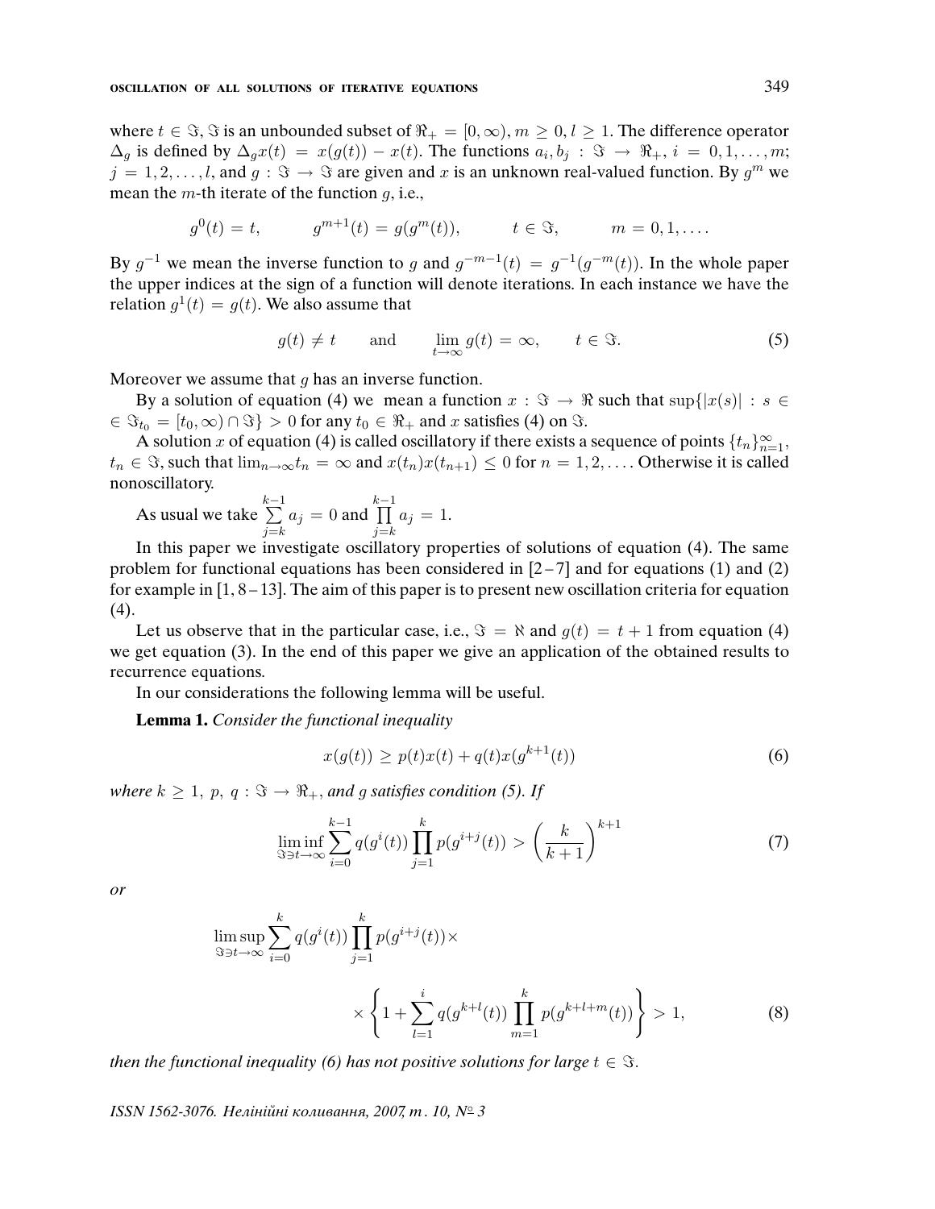where $t \in \Im$, $\Im$ is an unbounded subset of $\Re_+ = [0, \infty)$, $m \geq 0$, $l \geq 1$. The difference operator $\Delta_g$ is defined by $\Delta_g x(t) = x(g(t)) - x(t)$. The functions $a_i, b_j : \Im \to \Re_+$, $i = 0, 1, \ldots, m$; $j = 1, 2, \ldots, l$, and $g : \Im \to \Im$ are given and $x$ is an unknown real-valued function. By $g^m$ we mean the $m$-th iterate of the function $g$, i.e.,

$$g^0(t) = t, \qquad g^{m+1}(t) = g(g^m(t)), \qquad t \in \Im, \qquad m = 0, 1, \ldots.$$

By $g^{-1}$ we mean the inverse function to $g$ and $g^{-m-1}(t) = g^{-1}(g^{-m}(t))$. In the whole paper the upper indices at the sign of a function will denote iterations. In each instance we have the relation $g^1(t) = g(t)$. We also assume that

$$g(t) \neq t \qquad \text{and} \qquad \lim_{t \to \infty} g(t) = \infty, \qquad t \in \Im. \tag{5}$$

Moreover we assume that $g$ has an inverse function.

By a solution of equation (4) we mean a function $x : \Im \to \Re$ such that $\sup\{|x(s)| : s \in \Im_{t_0} = [t_0, \infty) \cap \Im\} > 0$ for any $t_0 \in \Re_+$ and $x$ satisfies (4) on $\Im$.

A solution $x$ of equation (4) is called oscillatory if there exists a sequence of points $\{t_n\}_{n=1}^{\infty}$, $t_n \in \Im$, such that $\lim_{n \to \infty} t_n = \infty$ and $x(t_n)x(t_{n+1}) \leq 0$ for $n = 1, 2, \ldots$. Otherwise it is called nonoscillatory.

As usual we take $\sum\limits_{j=k}^{k-1} a_j = 0$ and $\prod\limits_{j=k}^{k-1} a_j = 1$.

In this paper we investigate oscillatory properties of solutions of equation (4). The same problem for functional equations has been considered in [2–7] and for equations (1) and (2) for example in [1, 8–13]. The aim of this paper is to present new oscillation criteria for equation (4).

Let us observe that in the particular case, i.e., $\Im = \aleph$ and $g(t) = t + 1$ from equation (4) we get equation (3). In the end of this paper we give an application of the obtained results to recurrence equations.

In our considerations the following lemma will be useful.

**Lemma 1.** *Consider the functional inequality*

$$x(g(t)) \geq p(t)x(t) + q(t)x(g^{k+1}(t)) \tag{6}$$

*where $k \geq 1$, $p$, $q : \Im \to \Re_+$, and $g$ satisfies condition (5). If*

$$\liminf_{\Im \ni t \to \infty} \sum_{i=0}^{k-1} q(g^i(t)) \prod_{j=1}^{k} p(g^{i+j}(t)) > \left(\frac{k}{k+1}\right)^{k+1} \tag{7}$$

*or*

$$\limsup_{\Im \ni t \to \infty} \sum_{i=0}^{k} q(g^i(t)) \prod_{j=1}^{k} p(g^{i+j}(t)) \times \left\{1 + \sum_{l=1}^{i} q(g^{k+l}(t)) \prod_{m=1}^{k} p(g^{k+l+m}(t))\right\} > 1, \tag{8}$$

*then the functional inequality (6) has not positive solutions for large $t \in \Im$.*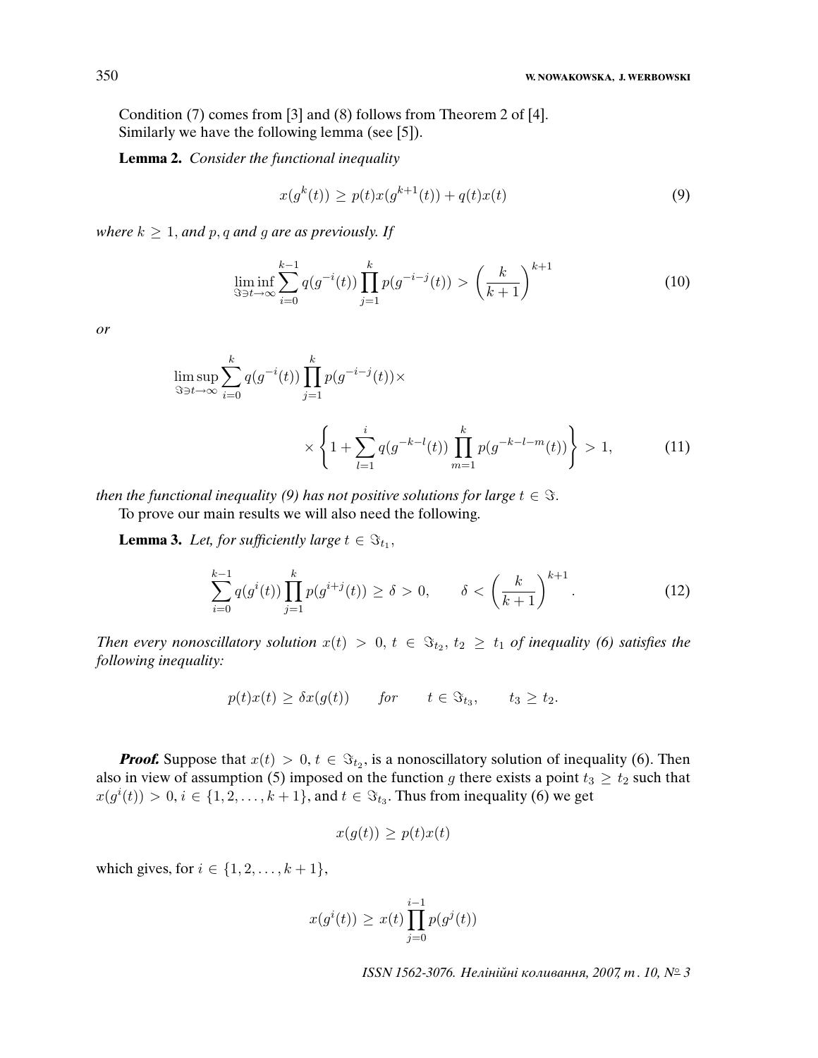Condition (7) comes from [3] and (8) follows from Theorem 2 of [4].
Similarly we have the following lemma (see [5]).

**Lemma 2.** *Consider the functional inequality*

$$x(g^k(t)) \geq p(t)x(g^{k+1}(t)) + q(t)x(t) \tag{9}$$

*where* $k \geq 1$, *and* $p, q$ *and* $g$ *are as previously. If*

$$\liminf_{\Im \ni t\to\infty} \sum_{i=0}^{k-1} q(g^{-i}(t)) \prod_{j=1}^{k} p(g^{-i-j}(t)) > \left(\frac{k}{k+1}\right)^{k+1} \tag{10}$$

*or*

$$\limsup_{\Im \ni t\to\infty} \sum_{i=0}^{k} q(g^{-i}(t)) \prod_{j=1}^{k} p(g^{-i-j}(t)) \times \\ \times \left\{1 + \sum_{l=1}^{i} q(g^{-k-l}(t)) \prod_{m=1}^{k} p(g^{-k-l-m}(t))\right\} > 1, \tag{11}$$

*then the functional inequality (9) has not positive solutions for large* $t \in \Im$.

To prove our main results we will also need the following.

**Lemma 3.** *Let, for sufficiently large* $t \in \Im_{t_1}$,

$$\sum_{i=0}^{k-1} q(g^i(t)) \prod_{j=1}^{k} p(g^{i+j}(t)) \geq \delta > 0, \qquad \delta < \left(\frac{k}{k+1}\right)^{k+1}. \tag{12}$$

*Then every nonoscillatory solution* $x(t) > 0$, $t \in \Im_{t_2}$, $t_2 \geq t_1$ *of inequality (6) satisfies the following inequality:*

$$p(t)x(t) \geq \delta x(g(t)) \qquad for \qquad t \in \Im_{t_3}, \qquad t_3 \geq t_2.$$

***Proof.*** Suppose that $x(t) > 0$, $t \in \Im_{t_2}$, is a nonoscillatory solution of inequality (6). Then also in view of assumption (5) imposed on the function $g$ there exists a point $t_3 \geq t_2$ such that $x(g^i(t)) > 0$, $i \in \{1, 2, \ldots, k+1\}$, and $t \in \Im_{t_3}$. Thus from inequality (6) we get

$$x(g(t)) \geq p(t)x(t)$$

which gives, for $i \in \{1, 2, \ldots, k+1\}$,

$$x(g^i(t)) \geq x(t) \prod_{j=0}^{i-1} p(g^j(t))$$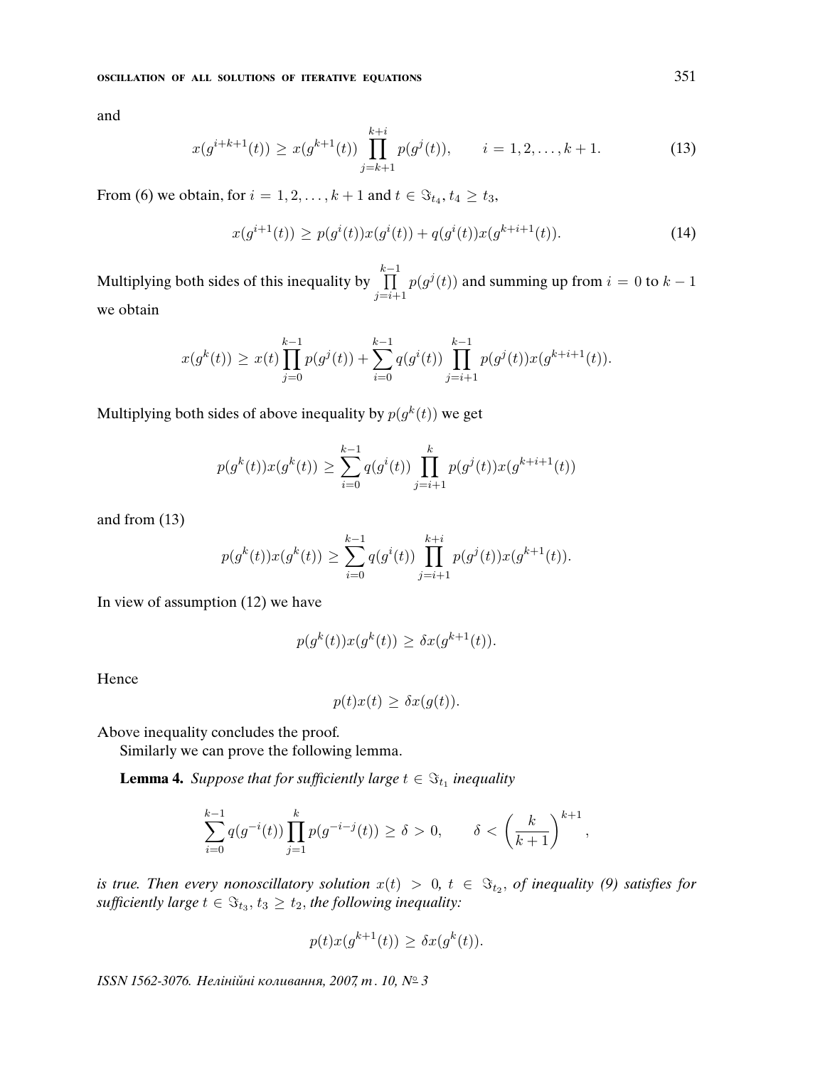and

$$x(g^{i+k+1}(t)) \geq x(g^{k+1}(t)) \prod_{j=k+1}^{k+i} p(g^j(t)), \qquad i = 1, 2, \ldots, k+1. \tag{13}$$

From (6) we obtain, for $i = 1, 2, \ldots, k+1$ and $t \in \Im_{t_4}$, $t_4 \geq t_3$,

$$x(g^{i+1}(t)) \geq p(g^i(t))x(g^i(t)) + q(g^i(t))x(g^{k+i+1}(t)). \tag{14}$$

Multiplying both sides of this inequality by $\prod\limits_{j=i+1}^{k-1} p(g^j(t))$ and summing up from $i = 0$ to $k-1$ we obtain

$$x(g^k(t)) \geq x(t) \prod_{j=0}^{k-1} p(g^j(t)) + \sum_{i=0}^{k-1} q(g^i(t)) \prod_{j=i+1}^{k-1} p(g^j(t)) x(g^{k+i+1}(t)).$$

Multiplying both sides of above inequality by $p(g^k(t))$ we get

$$p(g^k(t))x(g^k(t)) \geq \sum_{i=0}^{k-1} q(g^i(t)) \prod_{j=i+1}^{k} p(g^j(t)) x(g^{k+i+1}(t))$$

and from (13)

$$p(g^k(t))x(g^k(t)) \geq \sum_{i=0}^{k-1} q(g^i(t)) \prod_{j=i+1}^{k+i} p(g^j(t)) x(g^{k+1}(t)).$$

In view of assumption (12) we have

$$p(g^k(t))x(g^k(t)) \geq \delta x(g^{k+1}(t)).$$

Hence

$$p(t)x(t) \geq \delta x(g(t)).$$

Above inequality concludes the proof.

Similarly we can prove the following lemma.

**Lemma 4.** *Suppose that for sufficiently large $t \in \Im_{t_1}$ inequality*

$$\sum_{i=0}^{k-1} q(g^{-i}(t)) \prod_{j=1}^{k} p(g^{-i-j}(t)) \geq \delta > 0, \qquad \delta < \left(\frac{k}{k+1}\right)^{k+1},$$

*is true. Then every nonoscillatory solution $x(t) > 0$, $t \in \Im_{t_2}$, of inequality (9) satisfies for sufficiently large $t \in \Im_{t_3}$, $t_3 \geq t_2$, the following inequality:*

$$p(t)x(g^{k+1}(t)) \geq \delta x(g^k(t)).$$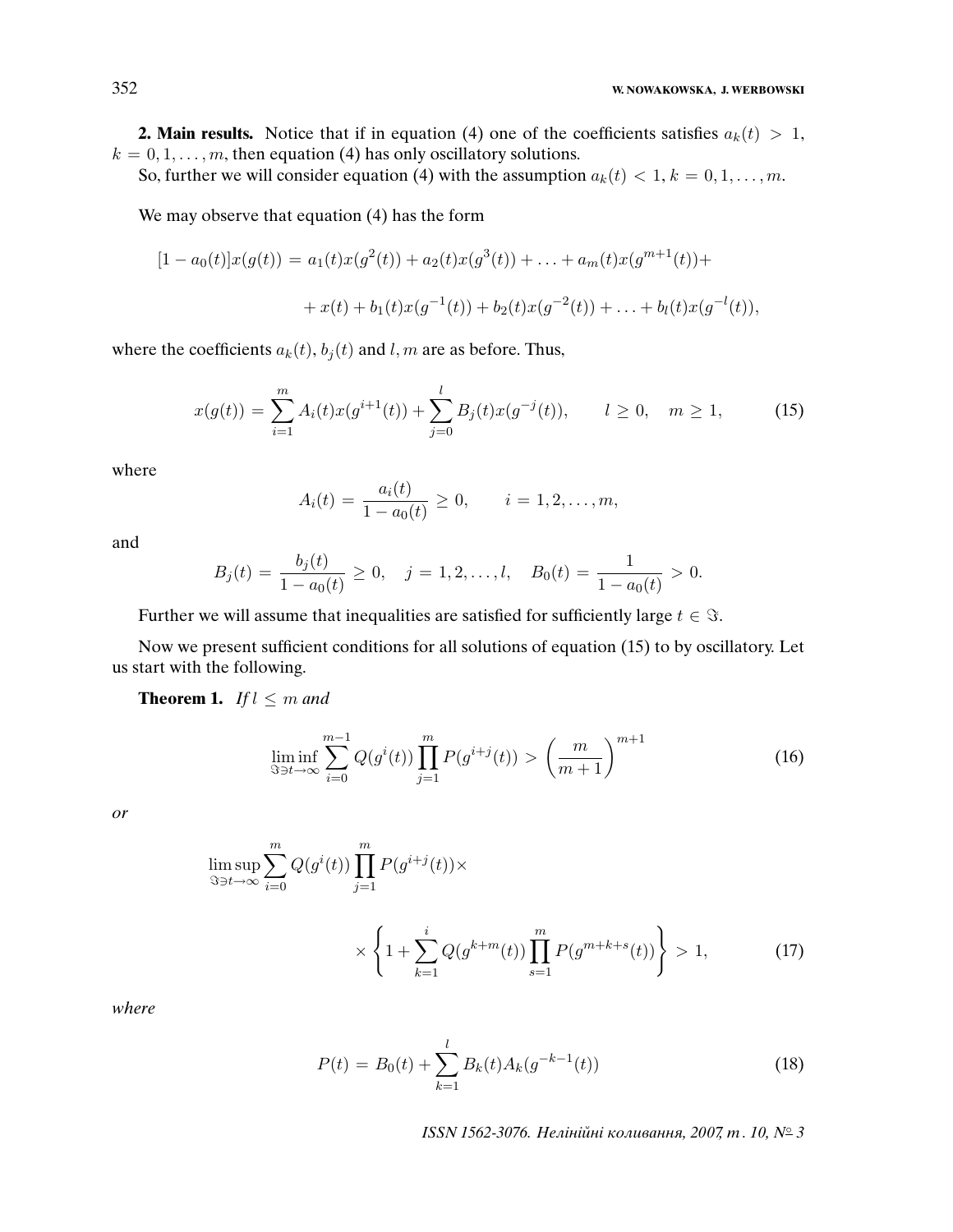**2. Main results.** Notice that if in equation (4) one of the coefficients satisfies $a_k(t) > 1$, $k = 0, 1, \ldots, m$, then equation (4) has only oscillatory solutions.

So, further we will consider equation (4) with the assumption $a_k(t) < 1$, $k = 0, 1, \ldots, m$.

We may observe that equation (4) has the form

$$[1 - a_0(t)]x(g(t)) = a_1(t)x(g^2(t)) + a_2(t)x(g^3(t)) + \ldots + a_m(t)x(g^{m+1}(t)) +$$

$$+ x(t) + b_1(t)x(g^{-1}(t)) + b_2(t)x(g^{-2}(t)) + \ldots + b_l(t)x(g^{-l}(t)),$$

where the coefficients $a_k(t)$, $b_j(t)$ and $l, m$ are as before. Thus,

$$x(g(t)) = \sum_{i=1}^{m} A_i(t)x(g^{i+1}(t)) + \sum_{j=0}^{l} B_j(t)x(g^{-j}(t)), \qquad l \geq 0, \quad m \geq 1, \tag{15}$$

where

$$A_i(t) = \frac{a_i(t)}{1 - a_0(t)} \geq 0, \qquad i = 1, 2, \ldots, m,$$

and

$$B_j(t) = \frac{b_j(t)}{1 - a_0(t)} \geq 0, \quad j = 1, 2, \ldots, l, \quad B_0(t) = \frac{1}{1 - a_0(t)} > 0.$$

Further we will assume that inequalities are satisfied for sufficiently large $t \in \Im$.

Now we present sufficient conditions for all solutions of equation (15) to by oscillatory. Let us start with the following.

**Theorem 1.** *If $l \leq m$ and*

$$\liminf_{\Im \ni t \to \infty} \sum_{i=0}^{m-1} Q(g^i(t)) \prod_{j=1}^{m} P(g^{i+j}(t)) > \left(\frac{m}{m+1}\right)^{m+1} \tag{16}$$

*or*

$$\limsup_{\Im \ni t \to \infty} \sum_{i=0}^{m} Q(g^i(t)) \prod_{j=1}^{m} P(g^{i+j}(t)) \times$$

$$\times \left\{ 1 + \sum_{k=1}^{i} Q(g^{k+m}(t)) \prod_{s=1}^{m} P(g^{m+k+s}(t)) \right\} > 1, \tag{17}$$

*where*

$$P(t) = B_0(t) + \sum_{k=1}^{l} B_k(t) A_k(g^{-k-1}(t)) \tag{18}$$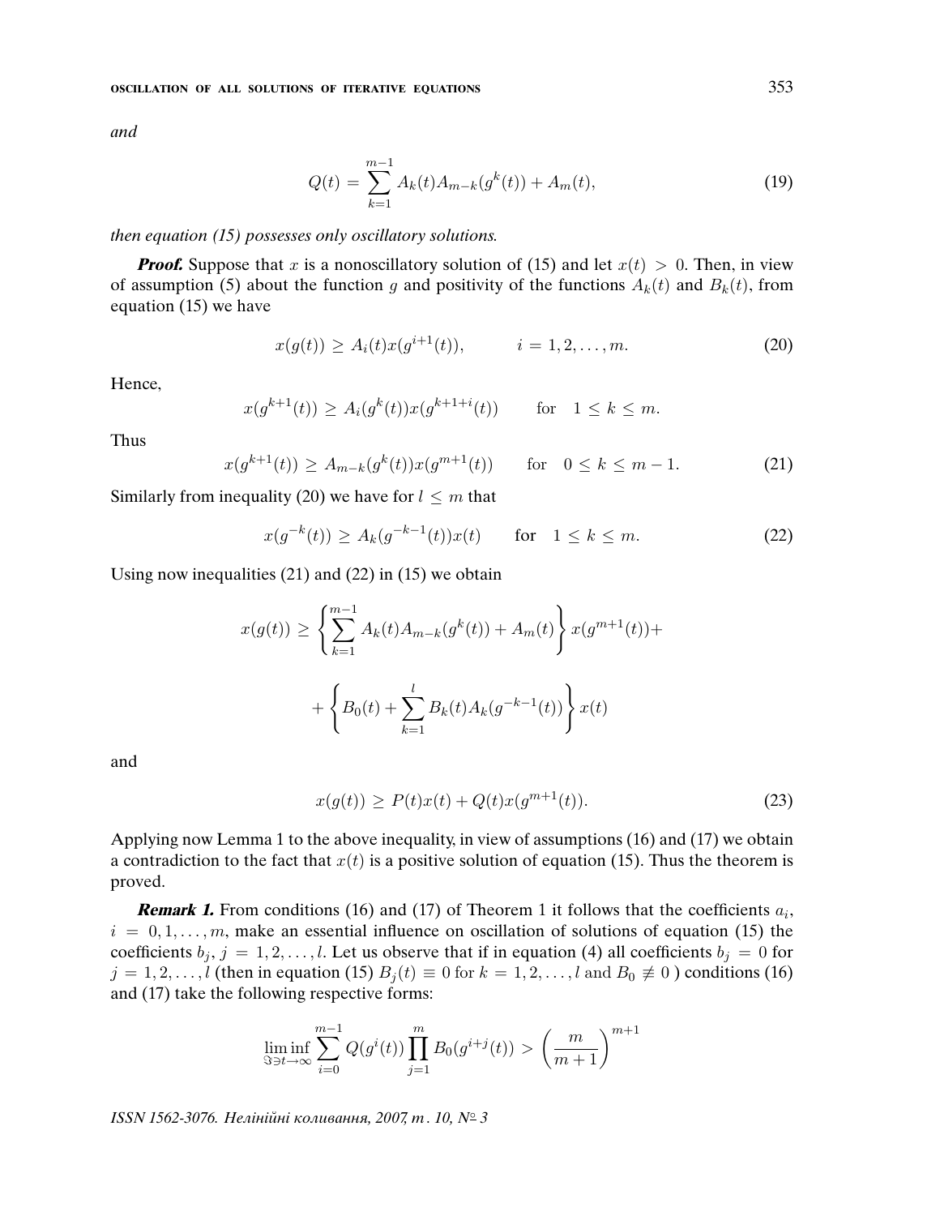*and*

$$
Q(t) = \sum_{k=1}^{m-1} A_k(t) A_{m-k}(g^k(t)) + A_m(t), \tag{19}
$$

*then equation (15) possesses only oscillatory solutions.*

***Proof.*** Suppose that $x$ is a nonoscillatory solution of (15) and let $x(t) > 0$. Then, in view of assumption (5) about the function $g$ and positivity of the functions $A_k(t)$ and $B_k(t)$, from equation (15) we have

$$
x(g(t)) \geq A_i(t) x(g^{i+1}(t)), \qquad i = 1, 2, \ldots, m. \tag{20}
$$

Hence,

$$
x(g^{k+1}(t)) \geq A_i(g^k(t)) x(g^{k+1+i}(t)) \qquad \text{for} \quad 1 \leq k \leq m.
$$

Thus

$$
x(g^{k+1}(t)) \geq A_{m-k}(g^k(t)) x(g^{m+1}(t)) \qquad \text{for} \quad 0 \leq k \leq m-1. \tag{21}
$$

Similarly from inequality (20) we have for $l \leq m$ that

$$
x(g^{-k}(t)) \geq A_k(g^{-k-1}(t)) x(t) \qquad \text{for} \quad 1 \leq k \leq m. \tag{22}
$$

Using now inequalities (21) and (22) in (15) we obtain

$$
x(g(t)) \geq \left\{ \sum_{k=1}^{m-1} A_k(t) A_{m-k}(g^k(t)) + A_m(t) \right\} x(g^{m+1}(t)) +
$$

$$
+ \left\{ B_0(t) + \sum_{k=1}^{l} B_k(t) A_k(g^{-k-1}(t)) \right\} x(t)
$$

and

$$
x(g(t)) \geq P(t) x(t) + Q(t) x(g^{m+1}(t)). \tag{23}
$$

Applying now Lemma 1 to the above inequality, in view of assumptions (16) and (17) we obtain a contradiction to the fact that $x(t)$ is a positive solution of equation (15). Thus the theorem is proved.

***Remark 1.*** From conditions (16) and (17) of Theorem 1 it follows that the coefficients $a_i$, $i = 0, 1, \ldots, m$, make an essential influence on oscillation of solutions of equation (15) the coefficients $b_j$, $j = 1, 2, \ldots, l$. Let us observe that if in equation (4) all coefficients $b_j = 0$ for $j = 1, 2, \ldots, l$ (then in equation (15) $B_j(t) \equiv 0$ for $k = 1, 2, \ldots, l$ and $B_0 \not\equiv 0$ ) conditions (16) and (17) take the following respective forms:

$$
\liminf_{\Im \ni t \to \infty} \sum_{i=0}^{m-1} Q(g^i(t)) \prod_{j=1}^{m} B_0(g^{i+j}(t)) > \left( \frac{m}{m+1} \right)^{m+1}
$$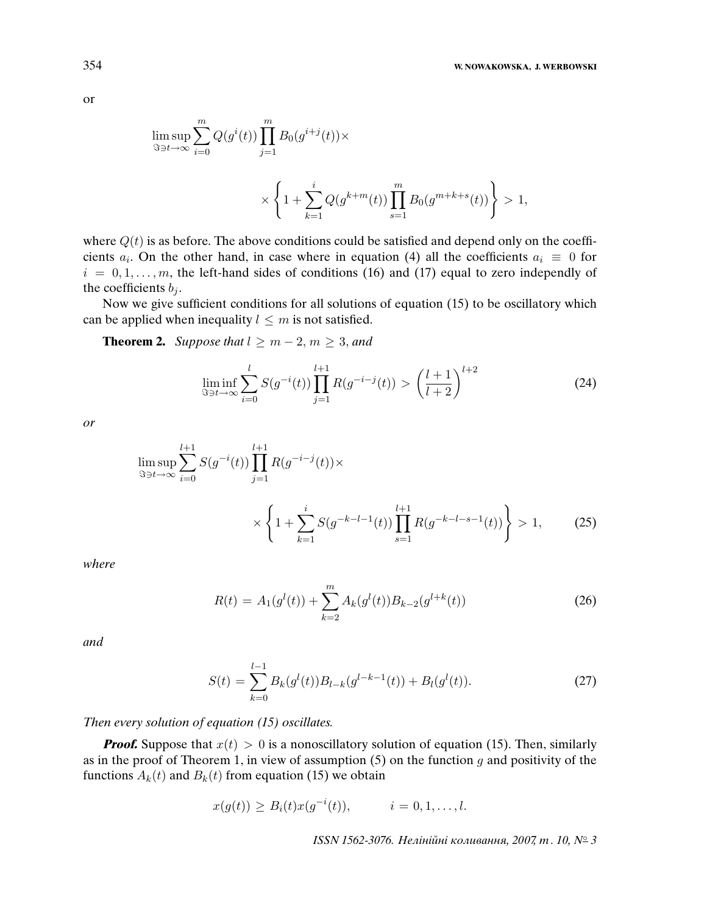or

$$\limsup_{\Im\ni t\to\infty}\sum_{i=0}^{m} Q(g^i(t))\prod_{j=1}^{m} B_0(g^{i+j}(t))\times$$

$$\times\left\{1+\sum_{k=1}^{i} Q(g^{k+m}(t))\prod_{s=1}^{m} B_0(g^{m+k+s}(t))\right\} > 1,$$

where $Q(t)$ is as before. The above conditions could be satisfied and depend only on the coefficients $a_i$. On the other hand, in case where in equation (4) all the coefficients $a_i \equiv 0$ for $i = 0,1,\ldots,m$, the left-hand sides of conditions (16) and (17) equal to zero independly of the coefficients $b_j$.

Now we give sufficient conditions for all solutions of equation (15) to be oscillatory which can be applied when inequality $l \le m$ is not satisfied.

**Theorem 2.** *Suppose that $l \ge m-2$, $m \ge 3$, and*

$$\liminf_{\Im\ni t\to\infty}\sum_{i=0}^{l} S(g^{-i}(t))\prod_{j=1}^{l+1} R(g^{-i-j}(t)) > \left(\frac{l+1}{l+2}\right)^{l+2} \tag{24}$$

*or*

$$\limsup_{\Im\ni t\to\infty}\sum_{i=0}^{l+1} S(g^{-i}(t))\prod_{j=1}^{l+1} R(g^{-i-j}(t))\times$$

$$\times\left\{1+\sum_{k=1}^{i} S(g^{-k-l-1}(t))\prod_{s=1}^{l+1} R(g^{-k-l-s-1}(t))\right\} > 1, \tag{25}$$

*where*

$$R(t) = A_1(g^l(t)) + \sum_{k=2}^{m} A_k(g^l(t))B_{k-2}(g^{l+k}(t)) \tag{26}$$

*and*

$$S(t) = \sum_{k=0}^{l-1} B_k(g^l(t))B_{l-k}(g^{l-k-1}(t)) + B_l(g^l(t)). \tag{27}$$

*Then every solution of equation (15) oscillates.*

***Proof.*** Suppose that $x(t) > 0$ is a nonoscillatory solution of equation (15). Then, similarly as in the proof of Theorem 1, in view of assumption (5) on the function $g$ and positivity of the functions $A_k(t)$ and $B_k(t)$ from equation (15) we obtain

$$x(g(t)) \ge B_i(t)x(g^{-i}(t)), \qquad i = 0,1,\ldots,l.$$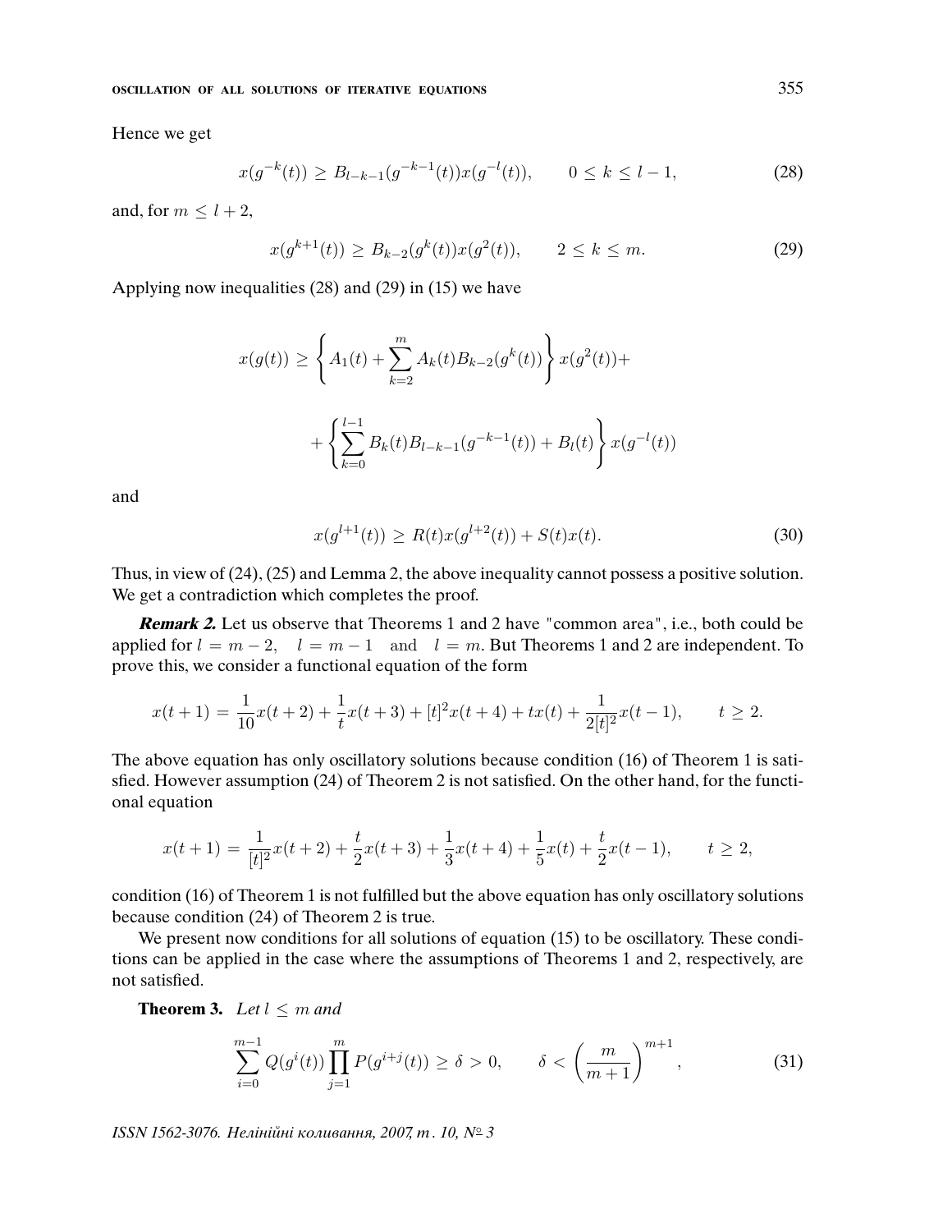Hence we get

$$x(g^{-k}(t)) \geq B_{l-k-1}(g^{-k-1}(t))x(g^{-l}(t)), \qquad 0 \leq k \leq l-1, \tag{28}$$

and, for $m \leq l+2$,

$$x(g^{k+1}(t)) \geq B_{k-2}(g^{k}(t))x(g^{2}(t)), \qquad 2 \leq k \leq m. \tag{29}$$

Applying now inequalities (28) and (29) in (15) we have

$$x(g(t)) \geq \left\{ A_1(t) + \sum_{k=2}^{m} A_k(t) B_{k-2}(g^k(t)) \right\} x(g^2(t)) +$$

$$+ \left\{ \sum_{k=0}^{l-1} B_k(t) B_{l-k-1}(g^{-k-1}(t)) + B_l(t) \right\} x(g^{-l}(t))$$

and

$$x(g^{l+1}(t)) \geq R(t)x(g^{l+2}(t)) + S(t)x(t). \tag{30}$$

Thus, in view of (24), (25) and Lemma 2, the above inequality cannot possess a positive solution. We get a contradiction which completes the proof.

***Remark 2.*** Let us observe that Theorems 1 and 2 have "common area", i.e., both could be applied for $l = m-2, \quad l = m-1$ and $l = m$. But Theorems 1 and 2 are independent. To prove this, we consider a functional equation of the form

$$x(t+1) = \frac{1}{10}x(t+2) + \frac{1}{t}x(t+3) + [t]^2 x(t+4) + tx(t) + \frac{1}{2[t]^2}x(t-1), \qquad t \geq 2.$$

The above equation has only oscillatory solutions because condition (16) of Theorem 1 is satisfied. However assumption (24) of Theorem 2 is not satisfied. On the other hand, for the functional equation

$$x(t+1) = \frac{1}{[t]^2}x(t+2) + \frac{t}{2}x(t+3) + \frac{1}{3}x(t+4) + \frac{1}{5}x(t) + \frac{t}{2}x(t-1), \qquad t \geq 2,$$

condition (16) of Theorem 1 is not fulfilled but the above equation has only oscillatory solutions because condition (24) of Theorem 2 is true.

We present now conditions for all solutions of equation (15) to be oscillatory. These conditions can be applied in the case where the assumptions of Theorems 1 and 2, respectively, are not satisfied.

**Theorem 3.** *Let $l \leq m$ and*

$$\sum_{i=0}^{m-1} Q(g^i(t)) \prod_{j=1}^{m} P(g^{i+j}(t)) \geq \delta > 0, \qquad \delta < \left(\frac{m}{m+1}\right)^{m+1}, \tag{31}$$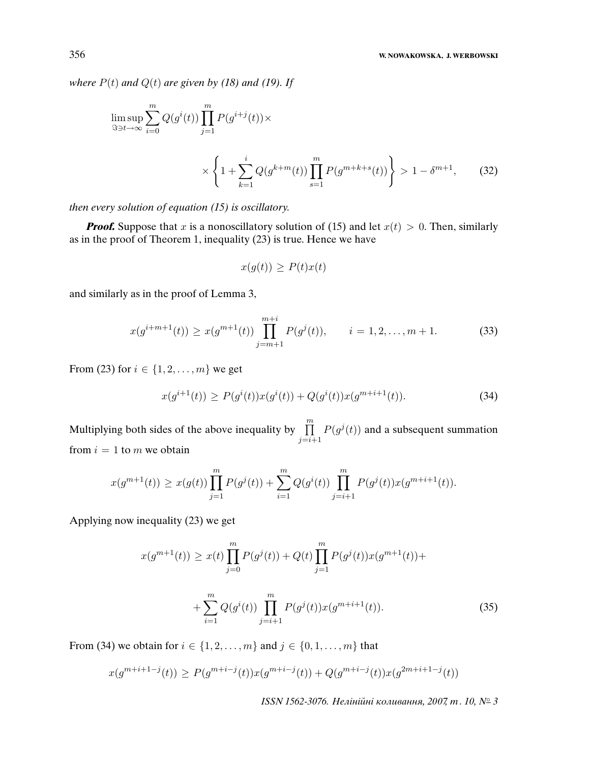*where $P(t)$ and $Q(t)$ are given by (18) and (19). If*

$$\limsup_{\Im \ni t \to \infty} \sum_{i=0}^{m} Q(g^i(t)) \prod_{j=1}^{m} P(g^{i+j}(t)) \times$$

$$\times \left\{ 1 + \sum_{k=1}^{i} Q(g^{k+m}(t)) \prod_{s=1}^{m} P(g^{m+k+s}(t)) \right\} > 1 - \delta^{m+1}, \tag{32}$$

*then every solution of equation (15) is oscillatory.*

***Proof.*** Suppose that $x$ is a nonoscillatory solution of (15) and let $x(t) > 0$. Then, similarly as in the proof of Theorem 1, inequality (23) is true. Hence we have

$$x(g(t)) \ge P(t)x(t)$$

and similarly as in the proof of Lemma 3,

$$x(g^{i+m+1}(t)) \ge x(g^{m+1}(t)) \prod_{j=m+1}^{m+i} P(g^j(t)), \qquad i = 1, 2, \ldots, m+1. \tag{33}$$

From (23) for $i \in \{1, 2, \ldots, m\}$ we get

$$x(g^{i+1}(t)) \ge P(g^i(t))x(g^i(t)) + Q(g^i(t))x(g^{m+i+1}(t)). \tag{34}$$

Multiplying both sides of the above inequality by $\prod_{j=i+1}^{m} P(g^j(t))$ and a subsequent summation from $i = 1$ to $m$ we obtain

$$x(g^{m+1}(t)) \ge x(g(t)) \prod_{j=1}^{m} P(g^j(t)) + \sum_{i=1}^{m} Q(g^i(t)) \prod_{j=i+1}^{m} P(g^j(t)) x(g^{m+i+1}(t)).$$

Applying now inequality (23) we get

$$x(g^{m+1}(t)) \ge x(t) \prod_{j=0}^{m} P(g^j(t)) + Q(t) \prod_{j=1}^{m} P(g^j(t)) x(g^{m+1}(t)) +$$

$$+ \sum_{i=1}^{m} Q(g^i(t)) \prod_{j=i+1}^{m} P(g^j(t)) x(g^{m+i+1}(t)). \tag{35}$$

From (34) we obtain for $i \in \{1, 2, \ldots, m\}$ and $j \in \{0, 1, \ldots, m\}$ that

$$x(g^{m+i+1-j}(t)) \ge P(g^{m+i-j}(t))x(g^{m+i-j}(t)) + Q(g^{m+i-j}(t))x(g^{2m+i+1-j}(t))$$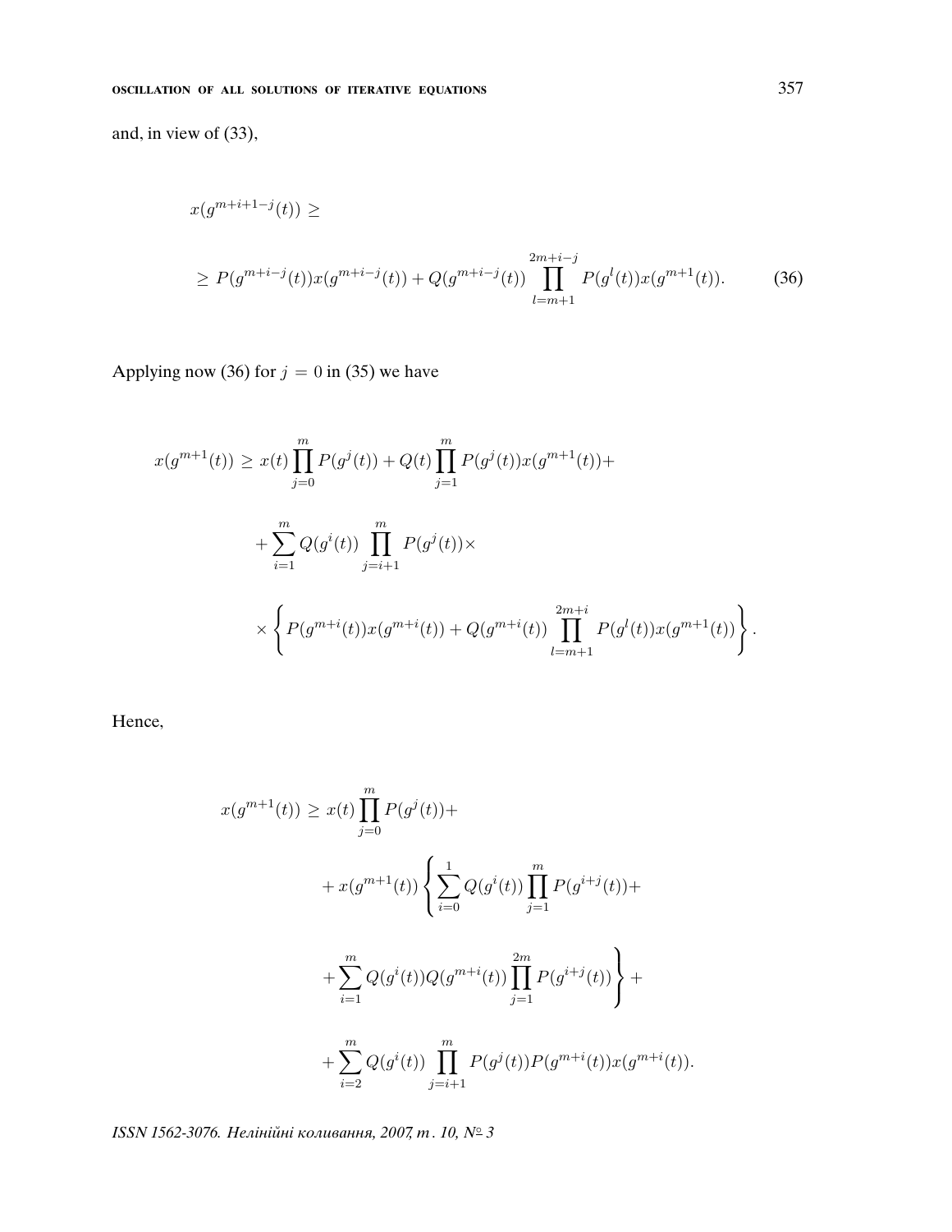and, in view of (33),

$$x(g^{m+i+1-j}(t)) \geq$$

$$\geq P(g^{m+i-j}(t))x(g^{m+i-j}(t)) + Q(g^{m+i-j}(t)) \prod_{l=m+1}^{2m+i-j} P(g^l(t))x(g^{m+1}(t)). \tag{36}$$

Applying now (36) for $j = 0$ in (35) we have

$$x(g^{m+1}(t)) \geq x(t) \prod_{j=0}^{m} P(g^j(t)) + Q(t) \prod_{j=1}^{m} P(g^j(t))x(g^{m+1}(t)) +$$

$$+ \sum_{i=1}^{m} Q(g^i(t)) \prod_{j=i+1}^{m} P(g^j(t)) \times$$

$$\times \left\{ P(g^{m+i}(t))x(g^{m+i}(t)) + Q(g^{m+i}(t)) \prod_{l=m+1}^{2m+i} P(g^l(t))x(g^{m+1}(t)) \right\}.$$

Hence,

$$x(g^{m+1}(t)) \geq x(t) \prod_{j=0}^{m} P(g^j(t)) +$$

$$+ x(g^{m+1}(t)) \left\{ \sum_{i=0}^{1} Q(g^i(t)) \prod_{j=1}^{m} P(g^{i+j}(t)) + \right.$$

$$\left. + \sum_{i=1}^{m} Q(g^i(t))Q(g^{m+i}(t)) \prod_{j=1}^{2m} P(g^{i+j}(t)) \right\} +$$

$$+ \sum_{i=2}^{m} Q(g^i(t)) \prod_{j=i+1}^{m} P(g^j(t))P(g^{m+i}(t))x(g^{m+i}(t)).$$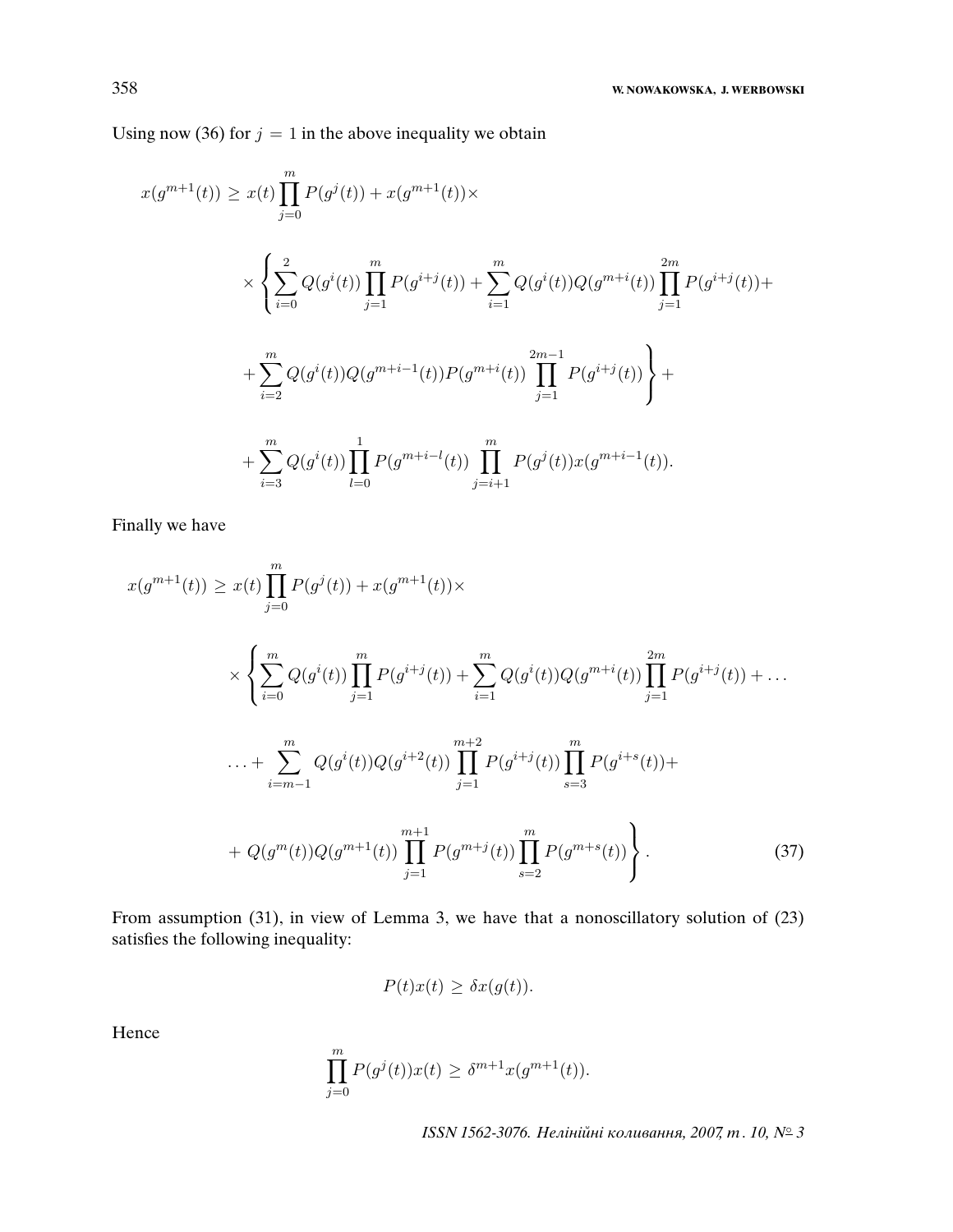Using now (36) for $j = 1$ in the above inequality we obtain

$$x(g^{m+1}(t)) \geq x(t)\prod_{j=0}^{m} P(g^j(t)) + x(g^{m+1}(t))\times$$

$$\times\left\{\sum_{i=0}^{2} Q(g^i(t))\prod_{j=1}^{m} P(g^{i+j}(t)) + \sum_{i=1}^{m} Q(g^i(t))Q(g^{m+i}(t))\prod_{j=1}^{2m} P(g^{i+j}(t)) + \right.$$

$$\left. + \sum_{i=2}^{m} Q(g^i(t))Q(g^{m+i-1}(t))P(g^{m+i}(t))\prod_{j=1}^{2m-1} P(g^{i+j}(t))\right\} +$$

$$+ \sum_{i=3}^{m} Q(g^i(t))\prod_{l=0}^{1} P(g^{m+i-l}(t))\prod_{j=i+1}^{m} P(g^j(t))x(g^{m+i-1}(t)).$$

Finally we have

$$x(g^{m+1}(t)) \geq x(t)\prod_{j=0}^{m} P(g^j(t)) + x(g^{m+1}(t))\times$$

$$\times\left\{\sum_{i=0}^{m} Q(g^i(t))\prod_{j=1}^{m} P(g^{i+j}(t)) + \sum_{i=1}^{m} Q(g^i(t))Q(g^{m+i}(t))\prod_{j=1}^{2m} P(g^{i+j}(t)) + \ldots\right.$$

$$\ldots + \sum_{i=m-1}^{m} Q(g^i(t))Q(g^{i+2}(t))\prod_{j=1}^{m+2} P(g^{i+j}(t))\prod_{s=3}^{m} P(g^{i+s}(t)) +$$

$$\left. + \, Q(g^m(t))Q(g^{m+1}(t))\prod_{j=1}^{m+1} P(g^{m+j}(t))\prod_{s=2}^{m} P(g^{m+s}(t))\right\}. \tag{37}$$

From assumption (31), in view of Lemma 3, we have that a nonoscillatory solution of (23) satisfies the following inequality:

$$P(t)x(t) \geq \delta x(g(t)).$$

Hence

$$\prod_{j=0}^{m} P(g^j(t))x(t) \geq \delta^{m+1}x(g^{m+1}(t)).$$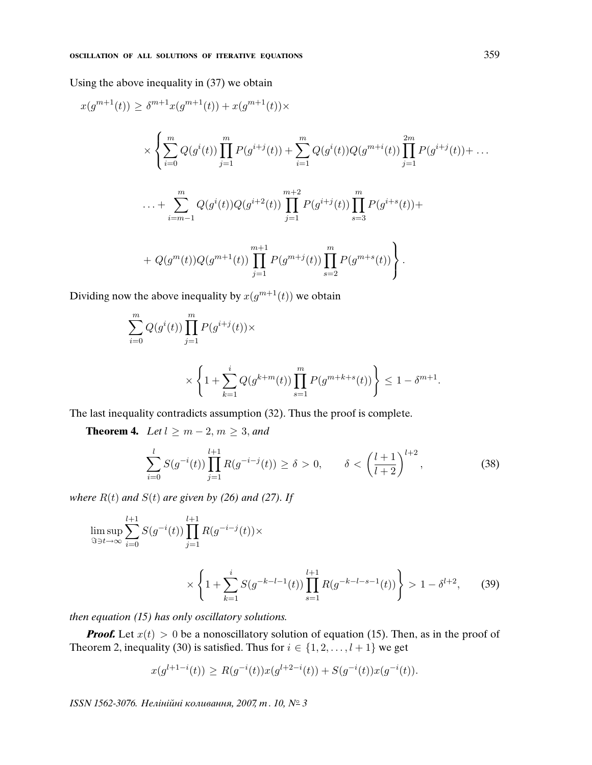Using the above inequality in (37) we obtain

$$x(g^{m+1}(t)) \geq \delta^{m+1}x(g^{m+1}(t)) + x(g^{m+1}(t))\times$$

$$\times \left\{ \sum_{i=0}^{m} Q(g^i(t)) \prod_{j=1}^{m} P(g^{i+j}(t)) + \sum_{i=1}^{m} Q(g^i(t))Q(g^{m+i}(t)) \prod_{j=1}^{2m} P(g^{i+j}(t)) + \ldots \right.$$

$$\ldots + \sum_{i=m-1}^{m} Q(g^i(t))Q(g^{i+2}(t)) \prod_{j=1}^{m+2} P(g^{i+j}(t)) \prod_{s=3}^{m} P(g^{i+s}(t)) +$$

$$\left. + Q(g^m(t))Q(g^{m+1}(t)) \prod_{j=1}^{m+1} P(g^{m+j}(t)) \prod_{s=2}^{m} P(g^{m+s}(t)) \right\}.$$

Dividing now the above inequality by $x(g^{m+1}(t))$ we obtain

$$\sum_{i=0}^{m} Q(g^i(t)) \prod_{j=1}^{m} P(g^{i+j}(t))\times$$

$$\times \left\{ 1 + \sum_{k=1}^{i} Q(g^{k+m}(t)) \prod_{s=1}^{m} P(g^{m+k+s}(t)) \right\} \leq 1 - \delta^{m+1}.$$

The last inequality contradicts assumption (32). Thus the proof is complete.

**Theorem 4.** *Let $l \geq m-2$, $m \geq 3$, and*

$$\sum_{i=0}^{l} S(g^{-i}(t)) \prod_{j=1}^{l+1} R(g^{-i-j}(t)) \geq \delta > 0, \qquad \delta < \left(\frac{l+1}{l+2}\right)^{l+2}, \tag{38}$$

*where $R(t)$ and $S(t)$ are given by (26) and (27). If*

$$\limsup_{\Im \ni t \to \infty} \sum_{i=0}^{l+1} S(g^{-i}(t)) \prod_{j=1}^{l+1} R(g^{-i-j}(t))\times$$

$$\times \left\{ 1 + \sum_{k=1}^{i} S(g^{-k-l-1}(t)) \prod_{s=1}^{l+1} R(g^{-k-l-s-1}(t)) \right\} > 1 - \delta^{l+2}, \tag{39}$$

*then equation (15) has only oscillatory solutions.*

***Proof.*** Let $x(t) > 0$ be a nonoscillatory solution of equation (15). Then, as in the proof of Theorem 2, inequality (30) is satisfied. Thus for $i \in \{1, 2, \ldots, l+1\}$ we get

$$x(g^{l+1-i}(t)) \geq R(g^{-i}(t))x(g^{l+2-i}(t)) + S(g^{-i}(t))x(g^{-i}(t)).$$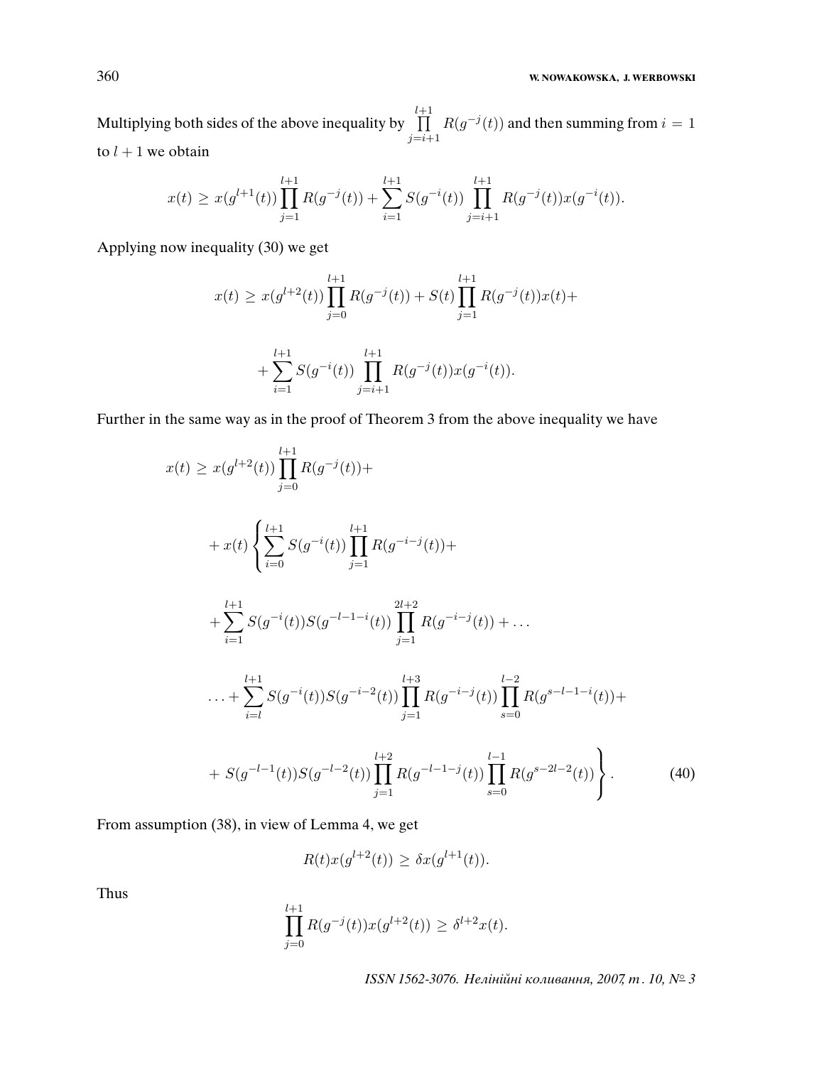Multiplying both sides of the above inequality by $\prod_{j=i+1}^{l+1} R(g^{-j}(t))$ and then summing from $i = 1$ to $l+1$ we obtain

$$x(t) \geq x(g^{l+1}(t)) \prod_{j=1}^{l+1} R(g^{-j}(t)) + \sum_{i=1}^{l+1} S(g^{-i}(t)) \prod_{j=i+1}^{l+1} R(g^{-j}(t)) x(g^{-i}(t)).$$

Applying now inequality (30) we get

$$x(t) \geq x(g^{l+2}(t)) \prod_{j=0}^{l+1} R(g^{-j}(t)) + S(t) \prod_{j=1}^{l+1} R(g^{-j}(t)) x(t) +$$

$$+ \sum_{i=1}^{l+1} S(g^{-i}(t)) \prod_{j=i+1}^{l+1} R(g^{-j}(t)) x(g^{-i}(t)).$$

Further in the same way as in the proof of Theorem 3 from the above inequality we have

$$x(t) \geq x(g^{l+2}(t)) \prod_{j=0}^{l+1} R(g^{-j}(t)) +$$

$$+ x(t) \left\{ \sum_{i=0}^{l+1} S(g^{-i}(t)) \prod_{j=1}^{l+1} R(g^{-i-j}(t)) + \right.$$

$$+ \sum_{i=1}^{l+1} S(g^{-i}(t)) S(g^{-l-1-i}(t)) \prod_{j=1}^{2l+2} R(g^{-i-j}(t)) + \ldots$$

$$\ldots + \sum_{i=l}^{l+1} S(g^{-i}(t)) S(g^{-i-2}(t)) \prod_{j=1}^{l+3} R(g^{-i-j}(t)) \prod_{s=0}^{l-2} R(g^{s-l-1-i}(t)) +$$

$$\left. + S(g^{-l-1}(t)) S(g^{-l-2}(t)) \prod_{j=1}^{l+2} R(g^{-l-1-j}(t)) \prod_{s=0}^{l-1} R(g^{s-2l-2}(t)) \right\}. \tag{40}$$

From assumption (38), in view of Lemma 4, we get

$$R(t) x(g^{l+2}(t)) \geq \delta x(g^{l+1}(t)).$$

Thus

$$\prod_{j=0}^{l+1} R(g^{-j}(t)) x(g^{l+2}(t)) \geq \delta^{l+2} x(t).$$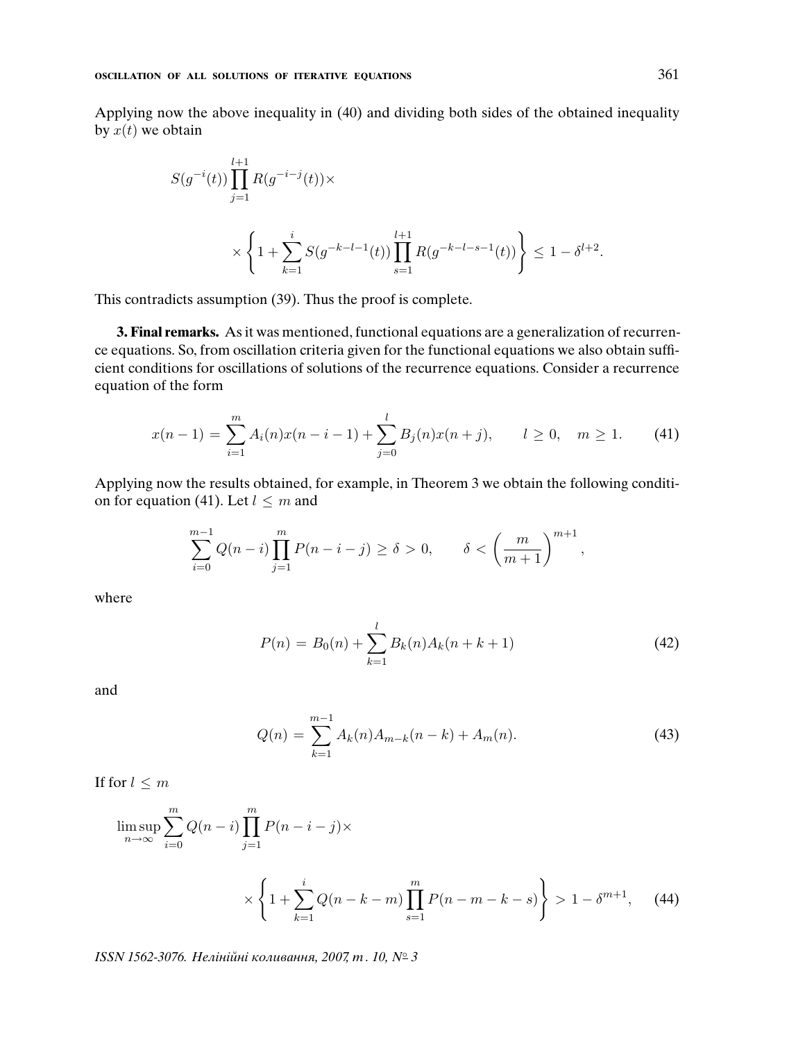Applying now the above inequality in (40) and dividing both sides of the obtained inequality by $x(t)$ we obtain

$$S(g^{-i}(t)) \prod_{j=1}^{l+1} R(g^{-i-j}(t)) \times$$

$$\times \left\{ 1 + \sum_{k=1}^{i} S(g^{-k-l-1}(t)) \prod_{s=1}^{l+1} R(g^{-k-l-s-1}(t)) \right\} \leq 1 - \delta^{l+2}.$$

This contradicts assumption (39). Thus the proof is complete.

**3. Final remarks.** As it was mentioned, functional equations are a generalization of recurrence equations. So, from oscillation criteria given for the functional equations we also obtain sufficient conditions for oscillations of solutions of the recurrence equations. Consider a recurrence equation of the form

$$x(n-1) = \sum_{i=1}^{m} A_i(n) x(n-i-1) + \sum_{j=0}^{l} B_j(n) x(n+j), \qquad l \geq 0, \quad m \geq 1. \tag{41}$$

Applying now the results obtained, for example, in Theorem 3 we obtain the following condition for equation (41). Let $l \leq m$ and

$$\sum_{i=0}^{m-1} Q(n-i) \prod_{j=1}^{m} P(n-i-j) \geq \delta > 0, \qquad \delta < \left( \frac{m}{m+1} \right)^{m+1},$$

where

$$P(n) = B_0(n) + \sum_{k=1}^{l} B_k(n) A_k(n+k+1) \tag{42}$$

and

$$Q(n) = \sum_{k=1}^{m-1} A_k(n) A_{m-k}(n-k) + A_m(n). \tag{43}$$

If for $l \leq m$

$$\limsup_{n \to \infty} \sum_{i=0}^{m} Q(n-i) \prod_{j=1}^{m} P(n-i-j) \times$$

$$\times \left\{ 1 + \sum_{k=1}^{i} Q(n-k-m) \prod_{s=1}^{m} P(n-m-k-s) \right\} > 1 - \delta^{m+1}, \tag{44}$$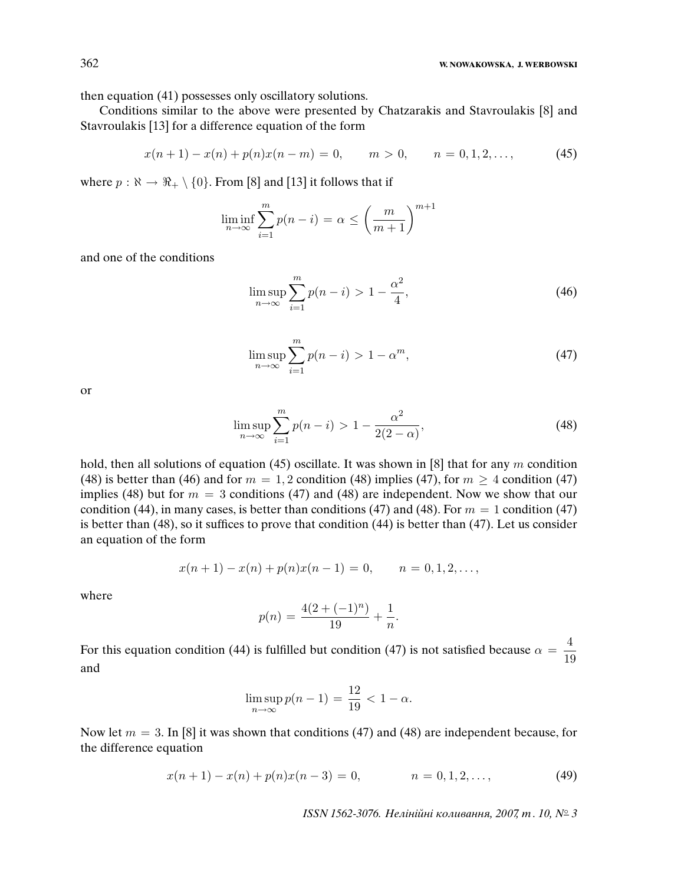then equation (41) possesses only oscillatory solutions.

Conditions similar to the above were presented by Chatzarakis and Stavroulakis [8] and Stavroulakis [13] for a difference equation of the form

$$x(n+1) - x(n) + p(n)x(n-m) = 0, \qquad m > 0, \qquad n = 0, 1, 2, \ldots, \tag{45}$$

where $p : \aleph \to \Re_+ \setminus \{0\}$. From [8] and [13] it follows that if

$$\liminf_{n\to\infty} \sum_{i=1}^{m} p(n-i) = \alpha \le \left(\frac{m}{m+1}\right)^{m+1}$$

and one of the conditions

$$\limsup_{n\to\infty} \sum_{i=1}^{m} p(n-i) > 1 - \frac{\alpha^2}{4}, \tag{46}$$

$$\limsup_{n\to\infty} \sum_{i=1}^{m} p(n-i) > 1 - \alpha^m, \tag{47}$$

or

$$\limsup_{n\to\infty} \sum_{i=1}^{m} p(n-i) > 1 - \frac{\alpha^2}{2(2-\alpha)}, \tag{48}$$

hold, then all solutions of equation (45) oscillate. It was shown in [8] that for any $m$ condition (48) is better than (46) and for $m = 1, 2$ condition (48) implies (47), for $m \ge 4$ condition (47) implies (48) but for $m = 3$ conditions (47) and (48) are independent. Now we show that our condition (44), in many cases, is better than conditions (47) and (48). For $m = 1$ condition (47) is better than (48), so it suffices to prove that condition (44) is better than (47). Let us consider an equation of the form

$$x(n+1) - x(n) + p(n)x(n-1) = 0, \qquad n = 0, 1, 2, \ldots,$$

where

$$p(n) = \frac{4(2 + (-1)^n)}{19} + \frac{1}{n}.$$

For this equation condition (44) is fulfilled but condition (47) is not satisfied because $\alpha = \dfrac{4}{19}$ and

$$\limsup_{n\to\infty} p(n-1) = \frac{12}{19} < 1 - \alpha.$$

Now let $m = 3$. In [8] it was shown that conditions (47) and (48) are independent because, for the difference equation

$$x(n+1) - x(n) + p(n)x(n-3) = 0, \qquad n = 0, 1, 2, \ldots, \tag{49}$$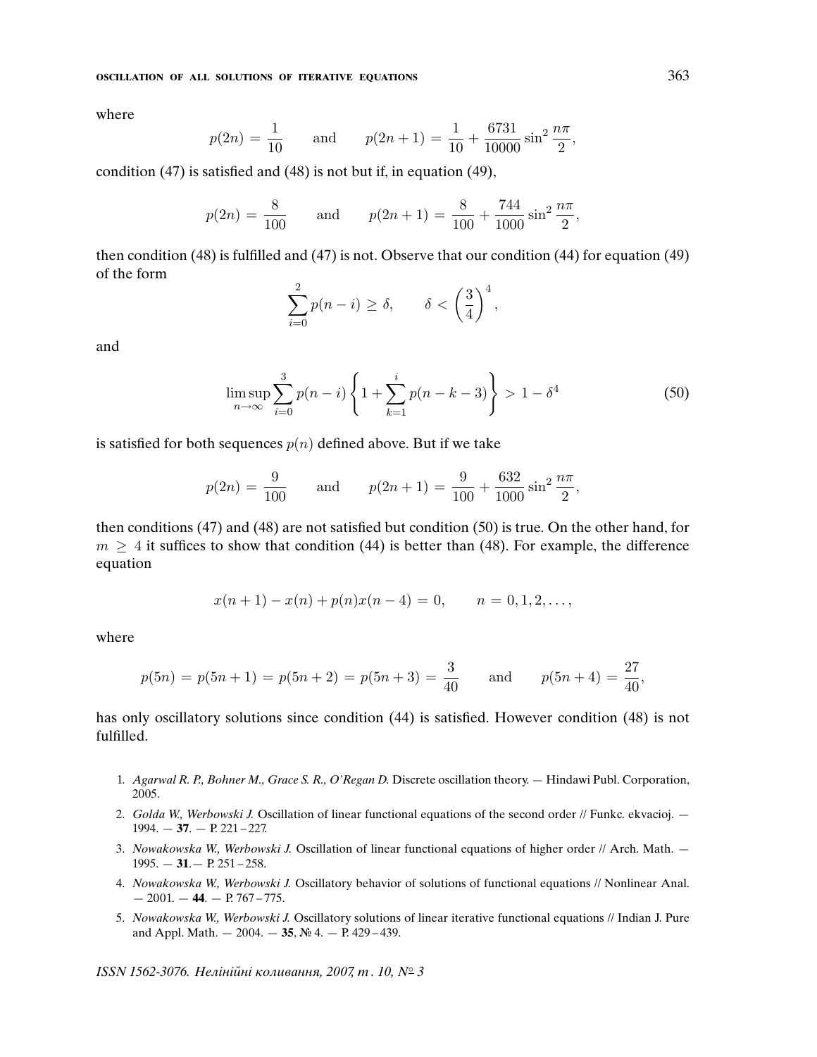where

$$p(2n) = \frac{1}{10} \qquad \text{and} \qquad p(2n+1) = \frac{1}{10} + \frac{6731}{10000}\sin^2\frac{n\pi}{2},$$

condition (47) is satisfied and (48) is not but if, in equation (49),

$$p(2n) = \frac{8}{100} \qquad \text{and} \qquad p(2n+1) = \frac{8}{100} + \frac{744}{1000}\sin^2\frac{n\pi}{2},$$

then condition (48) is fulfilled and (47) is not. Observe that our condition (44) for equation (49) of the form

$$\sum_{i=0}^{2} p(n-i) \geq \delta, \qquad \delta < \left(\frac{3}{4}\right)^4,$$

and

$$\limsup_{n\to\infty} \sum_{i=0}^{3} p(n-i)\left\{1 + \sum_{k=1}^{i} p(n-k-3)\right\} > 1 - \delta^4 \tag{50}$$

is satisfied for both sequences $p(n)$ defined above. But if we take

$$p(2n) = \frac{9}{100} \qquad \text{and} \qquad p(2n+1) = \frac{9}{100} + \frac{632}{1000}\sin^2\frac{n\pi}{2},$$

then conditions (47) and (48) are not satisfied but condition (50) is true. On the other hand, for $m \geq 4$ it suffices to show that condition (44) is better than (48). For example, the difference equation

$$x(n+1) - x(n) + p(n)x(n-4) = 0, \qquad n = 0, 1, 2, \ldots,$$

where

$$p(5n) = p(5n+1) = p(5n+2) = p(5n+3) = \frac{3}{40} \qquad \text{and} \qquad p(5n+4) = \frac{27}{40},$$

has only oscillatory solutions since condition (44) is satisfied. However condition (48) is not fulfilled.

1. *Agarwal R. P., Bohner M., Grace S. R., O'Regan D.* Discrete oscillation theory. — Hindawi Publ. Corporation, 2005.
2. *Golda W., Werbowski J.* Oscillation of linear functional equations of the second order // Funkc. ekvacioj. — 1994. — **37**. — P. 221–227.
3. *Nowakowska W., Werbowski J.* Oscillation of linear functional equations of higher order // Arch. Math. — 1995. — **31**.— P. 251–258.
4. *Nowakowska W., Werbowski J.* Oscillatory behavior of solutions of functional equations // Nonlinear Anal. — 2001. — **44**. — P. 767–775.
5. *Nowakowska W., Werbowski J.* Oscillatory solutions of linear iterative functional equations // Indian J. Pure and Appl. Math. — 2004. — **35**, № 4. — P. 429–439.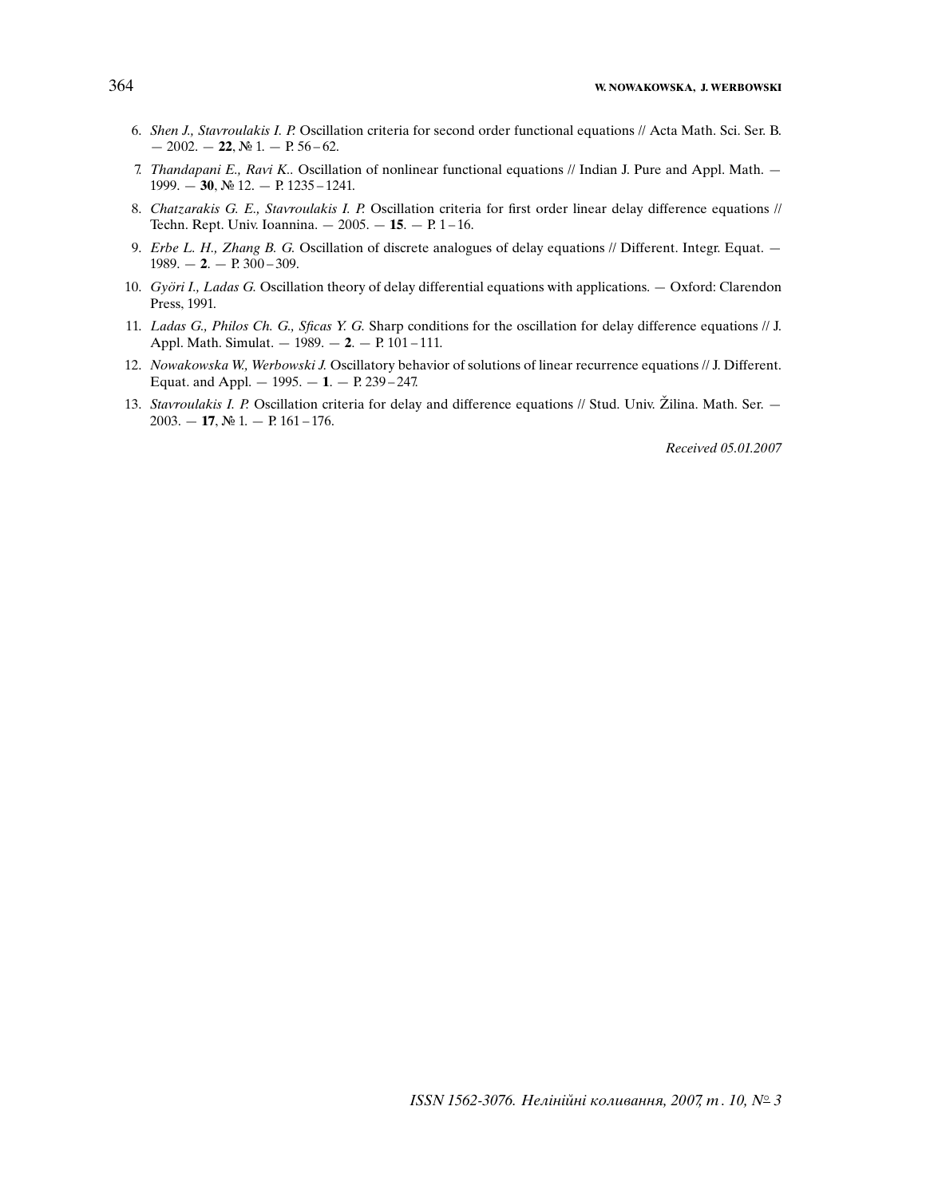6. *Shen J., Stavroulakis I. P.* Oscillation criteria for second order functional equations // Acta Math. Sci. Ser. B. — 2002. — **22**, № 1. — P. 56 – 62.

7. *Thandapani E., Ravi K..* Oscillation of nonlinear functional equations // Indian J. Pure and Appl. Math. — 1999. — **30**, № 12. — P. 1235 – 1241.

8. *Chatzarakis G. E., Stavroulakis I. P.* Oscillation criteria for first order linear delay difference equations // Techn. Rept. Univ. Ioannina. — 2005. — **15**. — P. 1 – 16.

9. *Erbe L. H., Zhang B. G.* Oscillation of discrete analogues of delay equations // Different. Integr. Equat. — 1989. — **2**. — P. 300 – 309.

10. *Györi I., Ladas G.* Oscillation theory of delay differential equations with applications. — Oxford: Clarendon Press, 1991.

11. *Ladas G., Philos Ch. G., Sficas Y. G.* Sharp conditions for the oscillation for delay difference equations // J. Appl. Math. Simulat. — 1989. — **2**. — P. 101 – 111.

12. *Nowakowska W., Werbowski J.* Oscillatory behavior of solutions of linear recurrence equations // J. Different. Equat. and Appl. — 1995. — **1**. — P. 239 – 247.

13. *Stavroulakis I. P.* Oscillation criteria for delay and difference equations // Stud. Univ. Žilina. Math. Ser. — 2003. — **17**, № 1. — P. 161 – 176.

*Received 05.01.2007*